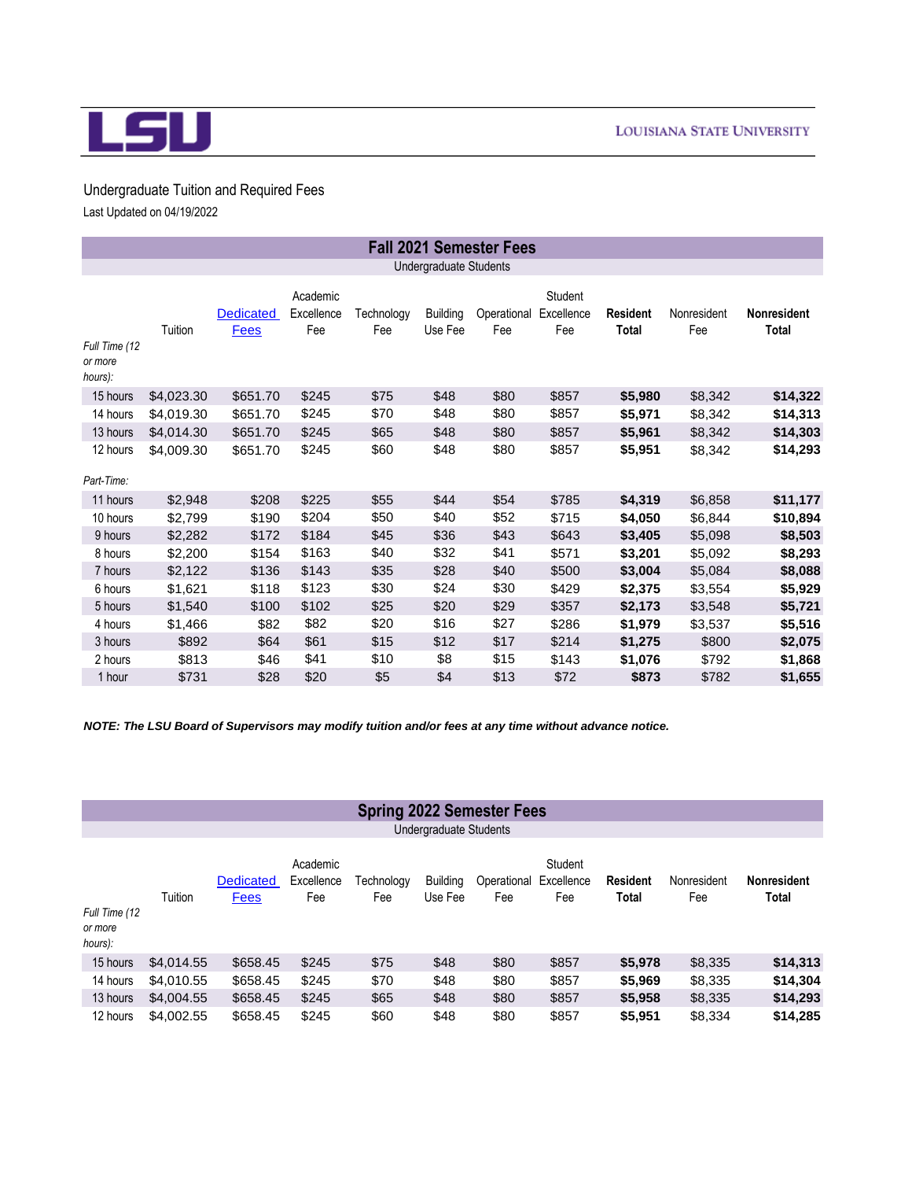LSU

LOUISIANA STATE UNIVERSITY

## Undergraduate Tuition and Required Fees

Last Updated on 04/19/2022

### Fall 2021 Semester Fees

Undergraduate Students

| | Tuition | Dedicated Fees | Academic Excellence Fee | Technology Fee | Building Use Fee | Operational Fee | Student Excellence Fee | **Resident Total** | Nonresident Fee | **Nonresident Total** |
|---|---|---|---|---|---|---|---|---|---|---|
| *Full Time (12 or more hours):* | | | | | | | | | | |
| 15 hours | $4,023.30 | $651.70 | $245 | $75 | $48 | $80 | $857 | **$5,980** | $8,342 | **$14,322** |
| 14 hours | $4,019.30 | $651.70 | $245 | $70 | $48 | $80 | $857 | **$5,971** | $8,342 | **$14,313** |
| 13 hours | $4,014.30 | $651.70 | $245 | $65 | $48 | $80 | $857 | **$5,961** | $8,342 | **$14,303** |
| 12 hours | $4,009.30 | $651.70 | $245 | $60 | $48 | $80 | $857 | **$5,951** | $8,342 | **$14,293** |
| *Part-Time:* | | | | | | | | | | |
| 11 hours | $2,948 | $208 | $225 | $55 | $44 | $54 | $785 | **$4,319** | $6,858 | **$11,177** |
| 10 hours | $2,799 | $190 | $204 | $50 | $40 | $52 | $715 | **$4,050** | $6,844 | **$10,894** |
| 9 hours | $2,282 | $172 | $184 | $45 | $36 | $43 | $643 | **$3,405** | $5,098 | **$8,503** |
| 8 hours | $2,200 | $154 | $163 | $40 | $32 | $41 | $571 | **$3,201** | $5,092 | **$8,293** |
| 7 hours | $2,122 | $136 | $143 | $35 | $28 | $40 | $500 | **$3,004** | $5,084 | **$8,088** |
| 6 hours | $1,621 | $118 | $123 | $30 | $24 | $30 | $429 | **$2,375** | $3,554 | **$5,929** |
| 5 hours | $1,540 | $100 | $102 | $25 | $20 | $29 | $357 | **$2,173** | $3,548 | **$5,721** |
| 4 hours | $1,466 | $82 | $82 | $20 | $16 | $27 | $286 | **$1,979** | $3,537 | **$5,516** |
| 3 hours | $892 | $64 | $61 | $15 | $12 | $17 | $214 | **$1,275** | $800 | **$2,075** |
| 2 hours | $813 | $46 | $41 | $10 | $8 | $15 | $143 | **$1,076** | $792 | **$1,868** |
| 1 hour | $731 | $28 | $20 | $5 | $4 | $13 | $72 | **$873** | $782 | **$1,655** |

***NOTE: The LSU Board of Supervisors may modify tuition and/or fees at any time without advance notice.***

### Spring 2022 Semester Fees

Undergraduate Students

| | Tuition | Dedicated Fees | Academic Excellence Fee | Technology Fee | Building Use Fee | Operational Fee | Student Excellence Fee | **Resident Total** | Nonresident Fee | **Nonresident Total** |
|---|---|---|---|---|---|---|---|---|---|---|
| *Full Time (12 or more hours):* | | | | | | | | | | |
| 15 hours | $4,014.55 | $658.45 | $245 | $75 | $48 | $80 | $857 | **$5,978** | $8,335 | **$14,313** |
| 14 hours | $4,010.55 | $658.45 | $245 | $70 | $48 | $80 | $857 | **$5,969** | $8,335 | **$14,304** |
| 13 hours | $4,004.55 | $658.45 | $245 | $65 | $48 | $80 | $857 | **$5,958** | $8,335 | **$14,293** |
| 12 hours | $4,002.55 | $658.45 | $245 | $60 | $48 | $80 | $857 | **$5,951** | $8,334 | **$14,285** |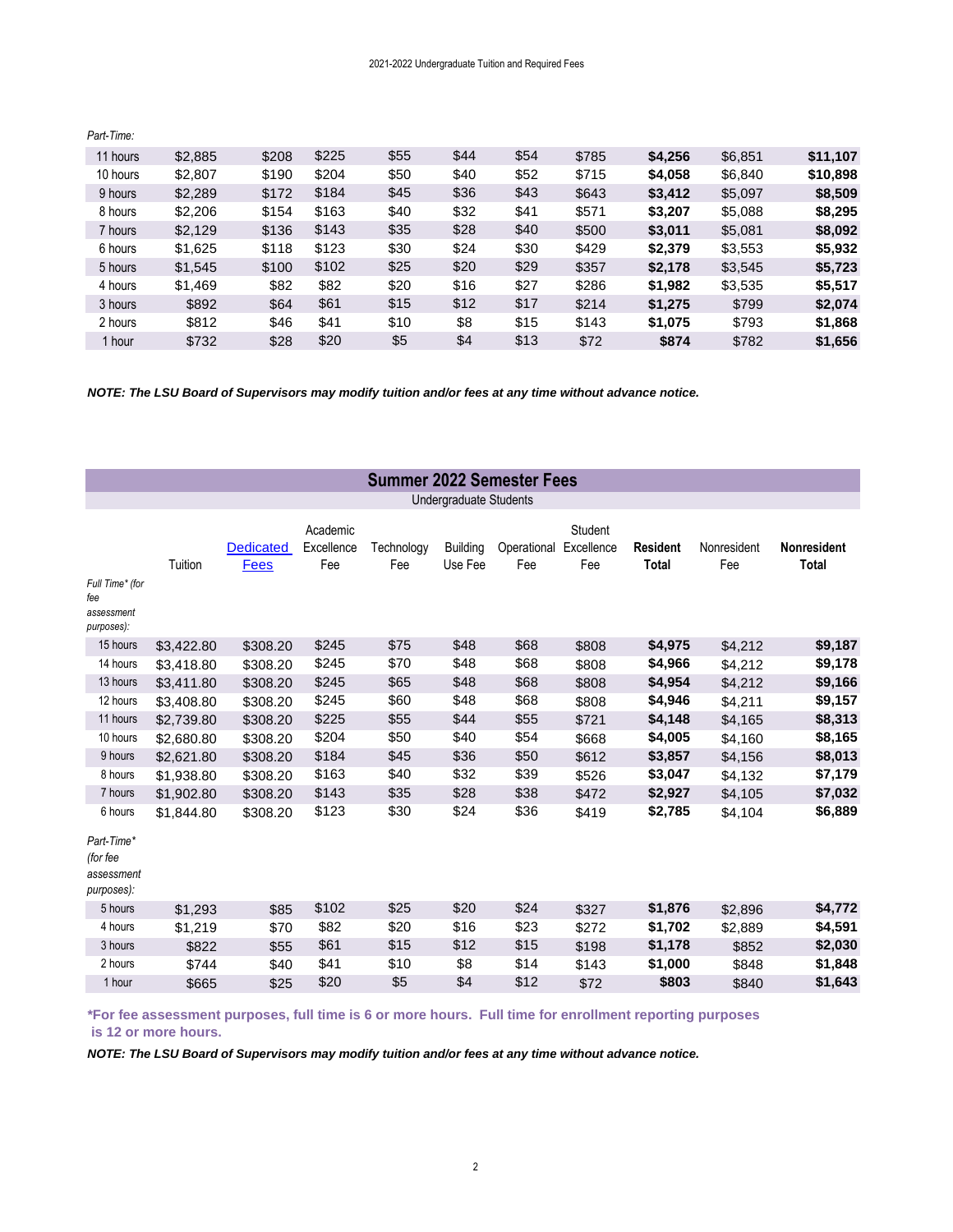*Part-Time:*

| | | | | | | | | | | |
|---|---|---|---|---|---|---|---|---|---|---|
| 11 hours | $2,885 | $208 | $225 | $55 | $44 | $54 | $785 | **$4,256** | $6,851 | **$11,107** |
| 10 hours | $2,807 | $190 | $204 | $50 | $40 | $52 | $715 | **$4,058** | $6,840 | **$10,898** |
| 9 hours | $2,289 | $172 | $184 | $45 | $36 | $43 | $643 | **$3,412** | $5,097 | **$8,509** |
| 8 hours | $2,206 | $154 | $163 | $40 | $32 | $41 | $571 | **$3,207** | $5,088 | **$8,295** |
| 7 hours | $2,129 | $136 | $143 | $35 | $28 | $40 | $500 | **$3,011** | $5,081 | **$8,092** |
| 6 hours | $1,625 | $118 | $123 | $30 | $24 | $30 | $429 | **$2,379** | $3,553 | **$5,932** |
| 5 hours | $1,545 | $100 | $102 | $25 | $20 | $29 | $357 | **$2,178** | $3,545 | **$5,723** |
| 4 hours | $1,469 | $82 | $82 | $20 | $16 | $27 | $286 | **$1,982** | $3,535 | **$5,517** |
| 3 hours | $892 | $64 | $61 | $15 | $12 | $17 | $214 | **$1,275** | $799 | **$2,074** |
| 2 hours | $812 | $46 | $41 | $10 | $8 | $15 | $143 | **$1,075** | $793 | **$1,868** |
| 1 hour | $732 | $28 | $20 | $5 | $4 | $13 | $72 | **$874** | $782 | **$1,656** |

***NOTE: The LSU Board of Supervisors may modify tuition and/or fees at any time without advance notice.***

## Summer 2022 Semester Fees

Undergraduate Students

| | Tuition | Dedicated Fees | Academic Excellence Fee | Technology Fee | Building Use Fee | Operational Fee | Student Excellence Fee | **Resident Total** | Nonresident Fee | **Nonresident Total** |
|---|---|---|---|---|---|---|---|---|---|---|
| *Full Time\* (for fee assessment purposes):* | | | | | | | | | | |
| 15 hours | $3,422.80 | $308.20 | $245 | $75 | $48 | $68 | $808 | **$4,975** | $4,212 | **$9,187** |
| 14 hours | $3,418.80 | $308.20 | $245 | $70 | $48 | $68 | $808 | **$4,966** | $4,212 | **$9,178** |
| 13 hours | $3,411.80 | $308.20 | $245 | $65 | $48 | $68 | $808 | **$4,954** | $4,212 | **$9,166** |
| 12 hours | $3,408.80 | $308.20 | $245 | $60 | $48 | $68 | $808 | **$4,946** | $4,211 | **$9,157** |
| 11 hours | $2,739.80 | $308.20 | $225 | $55 | $44 | $55 | $721 | **$4,148** | $4,165 | **$8,313** |
| 10 hours | $2,680.80 | $308.20 | $204 | $50 | $40 | $54 | $668 | **$4,005** | $4,160 | **$8,165** |
| 9 hours | $2,621.80 | $308.20 | $184 | $45 | $36 | $50 | $612 | **$3,857** | $4,156 | **$8,013** |
| 8 hours | $1,938.80 | $308.20 | $163 | $40 | $32 | $39 | $526 | **$3,047** | $4,132 | **$7,179** |
| 7 hours | $1,902.80 | $308.20 | $143 | $35 | $28 | $38 | $472 | **$2,927** | $4,105 | **$7,032** |
| 6 hours | $1,844.80 | $308.20 | $123 | $30 | $24 | $36 | $419 | **$2,785** | $4,104 | **$6,889** |
| *Part-Time\* (for fee assessment purposes):* | | | | | | | | | | |
| 5 hours | $1,293 | $85 | $102 | $25 | $20 | $24 | $327 | **$1,876** | $2,896 | **$4,772** |
| 4 hours | $1,219 | $70 | $82 | $20 | $16 | $23 | $272 | **$1,702** | $2,889 | **$4,591** |
| 3 hours | $822 | $55 | $61 | $15 | $12 | $15 | $198 | **$1,178** | $852 | **$2,030** |
| 2 hours | $744 | $40 | $41 | $10 | $8 | $14 | $143 | **$1,000** | $848 | **$1,848** |
| 1 hour | $665 | $25 | $20 | $5 | $4 | $12 | $72 | **$803** | $840 | **$1,643** |

**\*For fee assessment purposes, full time is 6 or more hours. Full time for enrollment reporting purposes is 12 or more hours.**

***NOTE: The LSU Board of Supervisors may modify tuition and/or fees at any time without advance notice.***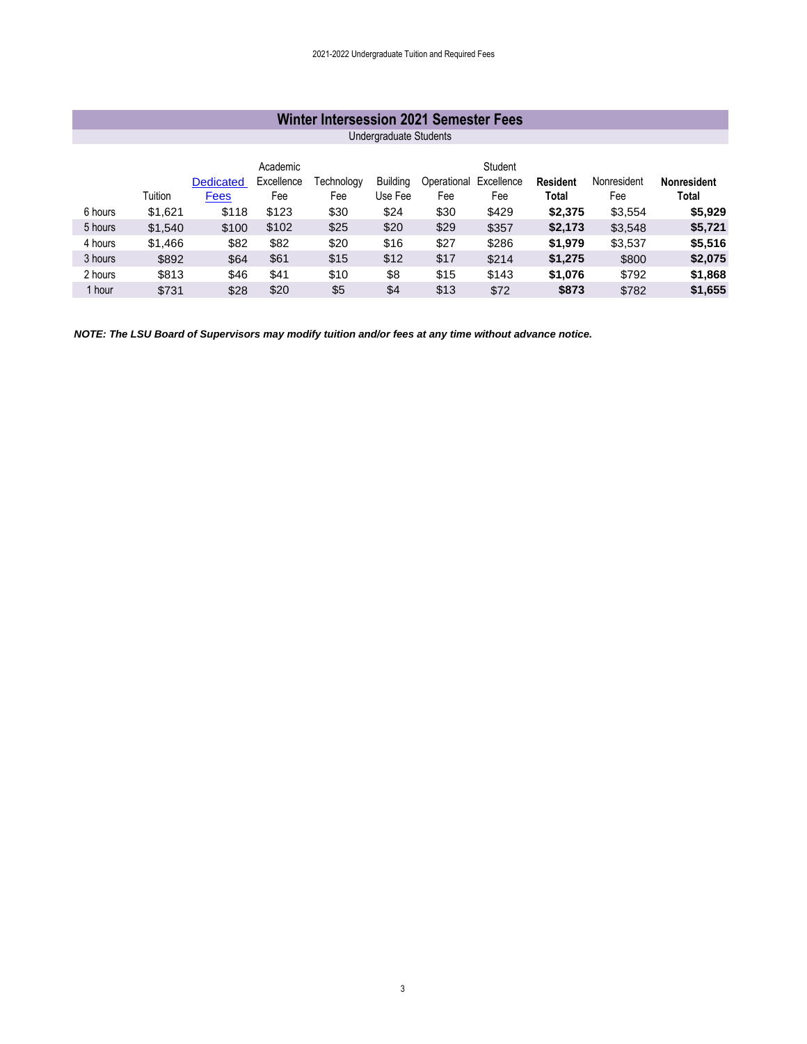## Winter Intersession 2021 Semester Fees

Undergraduate Students

| | Tuition | Dedicated Fees | Academic Excellence Fee | Technology Fee | Building Use Fee | Operational Fee | Student Excellence Fee | **Resident Total** | Nonresident Fee | **Nonresident Total** |
|---|---|---|---|---|---|---|---|---|---|---|
| 6 hours | $1,621 | $118 | $123 | $30 | $24 | $30 | $429 | **$2,375** | $3,554 | **$5,929** |
| 5 hours | $1,540 | $100 | $102 | $25 | $20 | $29 | $357 | **$2,173** | $3,548 | **$5,721** |
| 4 hours | $1,466 | $82 | $82 | $20 | $16 | $27 | $286 | **$1,979** | $3,537 | **$5,516** |
| 3 hours | $892 | $64 | $61 | $15 | $12 | $17 | $214 | **$1,275** | $800 | **$2,075** |
| 2 hours | $813 | $46 | $41 | $10 | $8 | $15 | $143 | **$1,076** | $792 | **$1,868** |
| 1 hour | $731 | $28 | $20 | $5 | $4 | $13 | $72 | **$873** | $782 | **$1,655** |

***NOTE: The LSU Board of Supervisors may modify tuition and/or fees at any time without advance notice.***